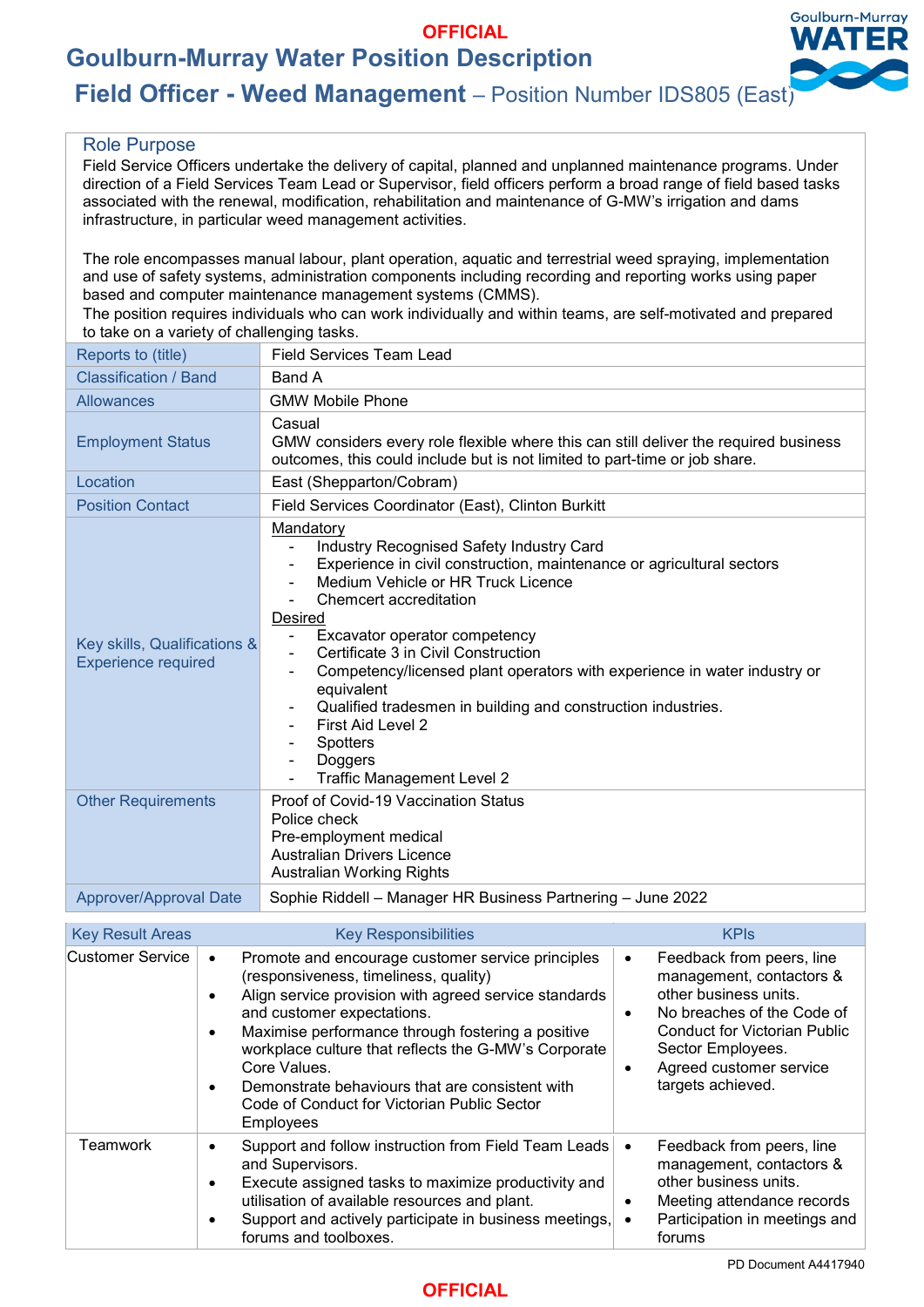OFFICIAL

# Goulburn-Murray Water Position Description

## Field Officer - Weed Management – Position Number IDS805 (East)

### Role Purpose

Field Service Officers undertake the delivery of capital, planned and unplanned maintenance programs. Under direction of a Field Services Team Lead or Supervisor, field officers perform a broad range of field based tasks associated with the renewal, modification, rehabilitation and maintenance of G-MW's irrigation and dams infrastructure, in particular weed management activities.

The role encompasses manual labour, plant operation, aquatic and terrestrial weed spraying, implementation and use of safety systems, administration components including recording and reporting works using paper based and computer maintenance management systems (CMMS).
The position requires individuals who can work individually and within teams, are self-motivated and prepared to take on a variety of challenging tasks.

| | |
|---|---|
| Reports to (title) | Field Services Team Lead |
| Classification / Band | Band A |
| Allowances | GMW Mobile Phone |
| Employment Status | Casual<br>GMW considers every role flexible where this can still deliver the required business outcomes, this could include but is not limited to part-time or job share. |
| Location | East (Shepparton/Cobram) |
| Position Contact | Field Services Coordinator (East), Clinton Burkitt |
| Key skills, Qualifications & Experience required | Mandatory<br>- Industry Recognised Safety Industry Card<br>- Experience in civil construction, maintenance or agricultural sectors<br>- Medium Vehicle or HR Truck Licence<br>- Chemcert accreditation<br>Desired<br>- Excavator operator competency<br>- Certificate 3 in Civil Construction<br>- Competency/licensed plant operators with experience in water industry or equivalent<br>- Qualified tradesmen in building and construction industries.<br>- First Aid Level 2<br>- Spotters<br>- Doggers<br>- Traffic Management Level 2 |
| Other Requirements | Proof of Covid-19 Vaccination Status<br>Police check<br>Pre-employment medical<br>Australian Drivers Licence<br>Australian Working Rights |
| Approver/Approval Date | Sophie Riddell – Manager HR Business Partnering – June 2022 |

| Key Result Areas | Key Responsibilities | KPIs |
|---|---|---|
| Customer Service | • Promote and encourage customer service principles (responsiveness, timeliness, quality)<br>• Align service provision with agreed service standards and customer expectations.<br>• Maximise performance through fostering a positive workplace culture that reflects the G-MW's Corporate Core Values.<br>• Demonstrate behaviours that are consistent with Code of Conduct for Victorian Public Sector Employees | • Feedback from peers, line management, contactors & other business units.<br>• No breaches of the Code of Conduct for Victorian Public Sector Employees.<br>• Agreed customer service targets achieved. |
| Teamwork | • Support and follow instruction from Field Team Leads and Supervisors.<br>• Execute assigned tasks to maximize productivity and utilisation of available resources and plant.<br>• Support and actively participate in business meetings, forums and toolboxes. | • Feedback from peers, line management, contactors & other business units.<br>• Meeting attendance records<br>• Participation in meetings and forums |

PD Document A4417940

OFFICIAL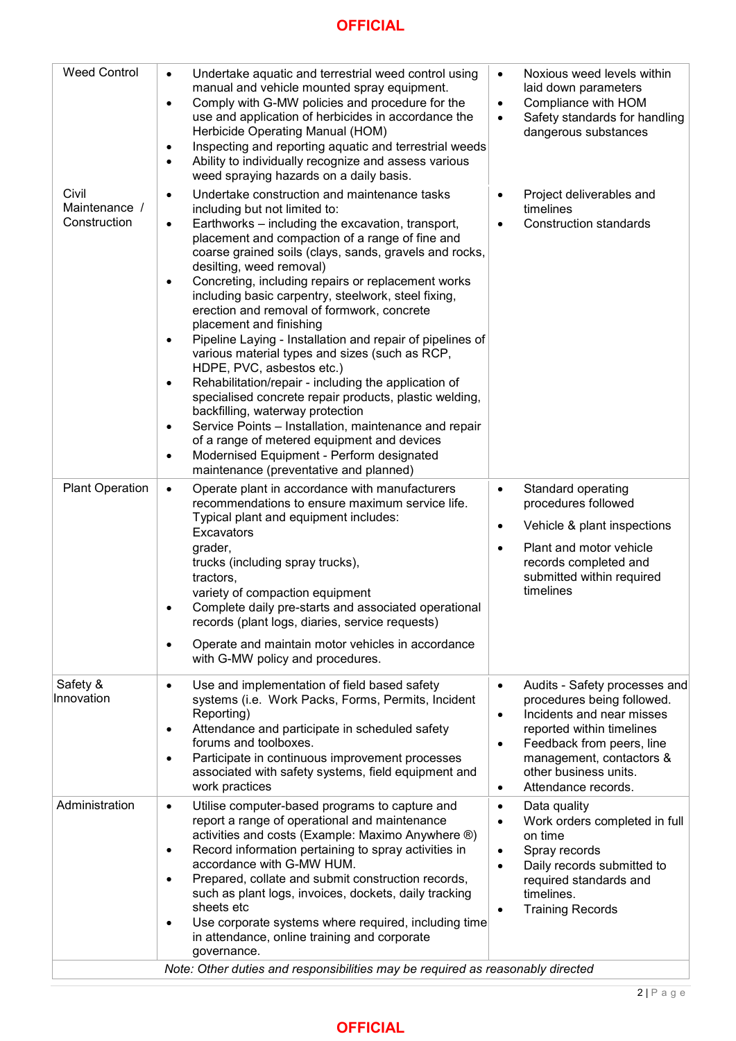| | | |
|---|---|---|
| Weed Control | • Undertake aquatic and terrestrial weed control using manual and vehicle mounted spray equipment.<br>• Comply with G-MW policies and procedure for the use and application of herbicides in accordance the Herbicide Operating Manual (HOM)<br>• Inspecting and reporting aquatic and terrestrial weeds<br>• Ability to individually recognize and assess various weed spraying hazards on a daily basis. | • Noxious weed levels within laid down parameters<br>• Compliance with HOM<br>• Safety standards for handling dangerous substances |
| Civil Maintenance / Construction | • Undertake construction and maintenance tasks including but not limited to:<br>• Earthworks – including the excavation, transport, placement and compaction of a range of fine and coarse grained soils (clays, sands, gravels and rocks, desilting, weed removal)<br>• Concreting, including repairs or replacement works including basic carpentry, steelwork, steel fixing, erection and removal of formwork, concrete placement and finishing<br>• Pipeline Laying - Installation and repair of pipelines of various material types and sizes (such as RCP, HDPE, PVC, asbestos etc.)<br>• Rehabilitation/repair - including the application of specialised concrete repair products, plastic welding, backfilling, waterway protection<br>• Service Points – Installation, maintenance and repair of a range of metered equipment and devices<br>• Modernised Equipment - Perform designated maintenance (preventative and planned) | • Project deliverables and timelines<br>• Construction standards |
| Plant Operation | • Operate plant in accordance with manufacturers recommendations to ensure maximum service life. Typical plant and equipment includes:<br>Excavators<br>grader,<br>trucks (including spray trucks),<br>tractors,<br>variety of compaction equipment<br>• Complete daily pre-starts and associated operational records (plant logs, diaries, service requests)<br>• Operate and maintain motor vehicles in accordance with G-MW policy and procedures. | • Standard operating procedures followed<br>• Vehicle & plant inspections<br>• Plant and motor vehicle records completed and submitted within required timelines |
| Safety & Innovation | • Use and implementation of field based safety systems (i.e. Work Packs, Forms, Permits, Incident Reporting)<br>• Attendance and participate in scheduled safety forums and toolboxes.<br>• Participate in continuous improvement processes associated with safety systems, field equipment and work practices | • Audits - Safety processes and procedures being followed.<br>• Incidents and near misses reported within timelines<br>• Feedback from peers, line management, contractors & other business units.<br>• Attendance records. |
| Administration | • Utilise computer-based programs to capture and report a range of operational and maintenance activities and costs (Example: Maximo Anywhere ®)<br>• Record information pertaining to spray activities in accordance with G-MW HUM.<br>• Prepared, collate and submit construction records, such as plant logs, invoices, dockets, daily tracking sheets etc<br>• Use corporate systems where required, including time in attendance, online training and corporate governance. | • Data quality<br>• Work orders completed in full on time<br>• Spray records<br>• Daily records submitted to required standards and timelines.<br>• Training Records |
| *Note: Other duties and responsibilities may be required as reasonably directed* | | |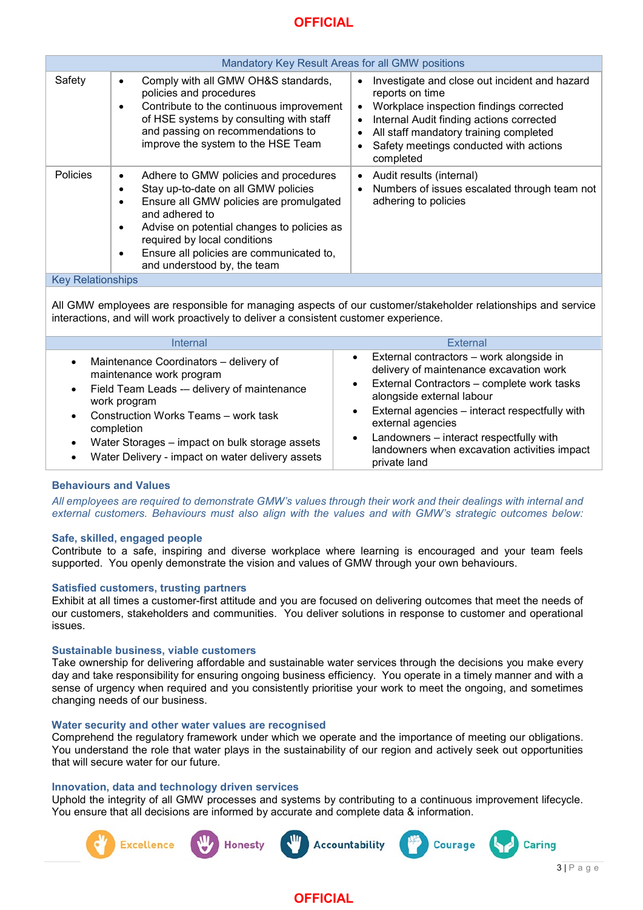| Mandatory Key Result Areas for all GMW positions | | |
|---|---|---|
| Safety | • Comply with all GMW OH&S standards, policies and procedures<br>• Contribute to the continuous improvement of HSE systems by consulting with staff and passing on recommendations to improve the system to the HSE Team | • Investigate and close out incident and hazard reports on time<br>• Workplace inspection findings corrected<br>• Internal Audit finding actions corrected<br>• All staff mandatory training completed<br>• Safety meetings conducted with actions completed |
| Policies | • Adhere to GMW policies and procedures<br>• Stay up-to-date on all GMW policies<br>• Ensure all GMW policies are promulgated and adhered to<br>• Advise on potential changes to policies as required by local conditions<br>• Ensure all policies are communicated to, and understood by, the team | • Audit results (internal)<br>• Numbers of issues escalated through team not adhering to policies |

## Key Relationships

All GMW employees are responsible for managing aspects of our customer/stakeholder relationships and service interactions, and will work proactively to deliver a consistent customer experience.

| Internal | External |
|---|---|
| • Maintenance Coordinators – delivery of maintenance work program<br>• Field Team Leads –- delivery of maintenance work program<br>• Construction Works Teams – work task completion<br>• Water Storages – impact on bulk storage assets<br>• Water Delivery - impact on water delivery assets | • External contractors – work alongside in delivery of maintenance excavation work<br>• External Contractors – complete work tasks alongside external labour<br>• External agencies – interact respectfully with external agencies<br>• Landowners – interact respectfully with landowners when excavation activities impact private land |

## Behaviours and Values

*All employees are required to demonstrate GMW's values through their work and their dealings with internal and external customers. Behaviours must also align with the values and with GMW's strategic outcomes below:*

### Safe, skilled, engaged people

Contribute to a safe, inspiring and diverse workplace where learning is encouraged and your team feels supported. You openly demonstrate the vision and values of GMW through your own behaviours.

### Satisfied customers, trusting partners

Exhibit at all times a customer-first attitude and you are focused on delivering outcomes that meet the needs of our customers, stakeholders and communities. You deliver solutions in response to customer and operational issues.

### Sustainable business, viable customers

Take ownership for delivering affordable and sustainable water services through the decisions you make every day and take responsibility for ensuring ongoing business efficiency. You operate in a timely manner and with a sense of urgency when required and you consistently prioritise your work to meet the ongoing, and sometimes changing needs of our business.

### Water security and other water values are recognised

Comprehend the regulatory framework under which we operate and the importance of meeting our obligations. You understand the role that water plays in the sustainability of our region and actively seek out opportunities that will secure water for our future.

### Innovation, data and technology driven services

Uphold the integrity of all GMW processes and systems by contributing to a continuous improvement lifecycle. You ensure that all decisions are informed by accurate and complete data & information.

Excellence Honesty Accountability Courage Caring